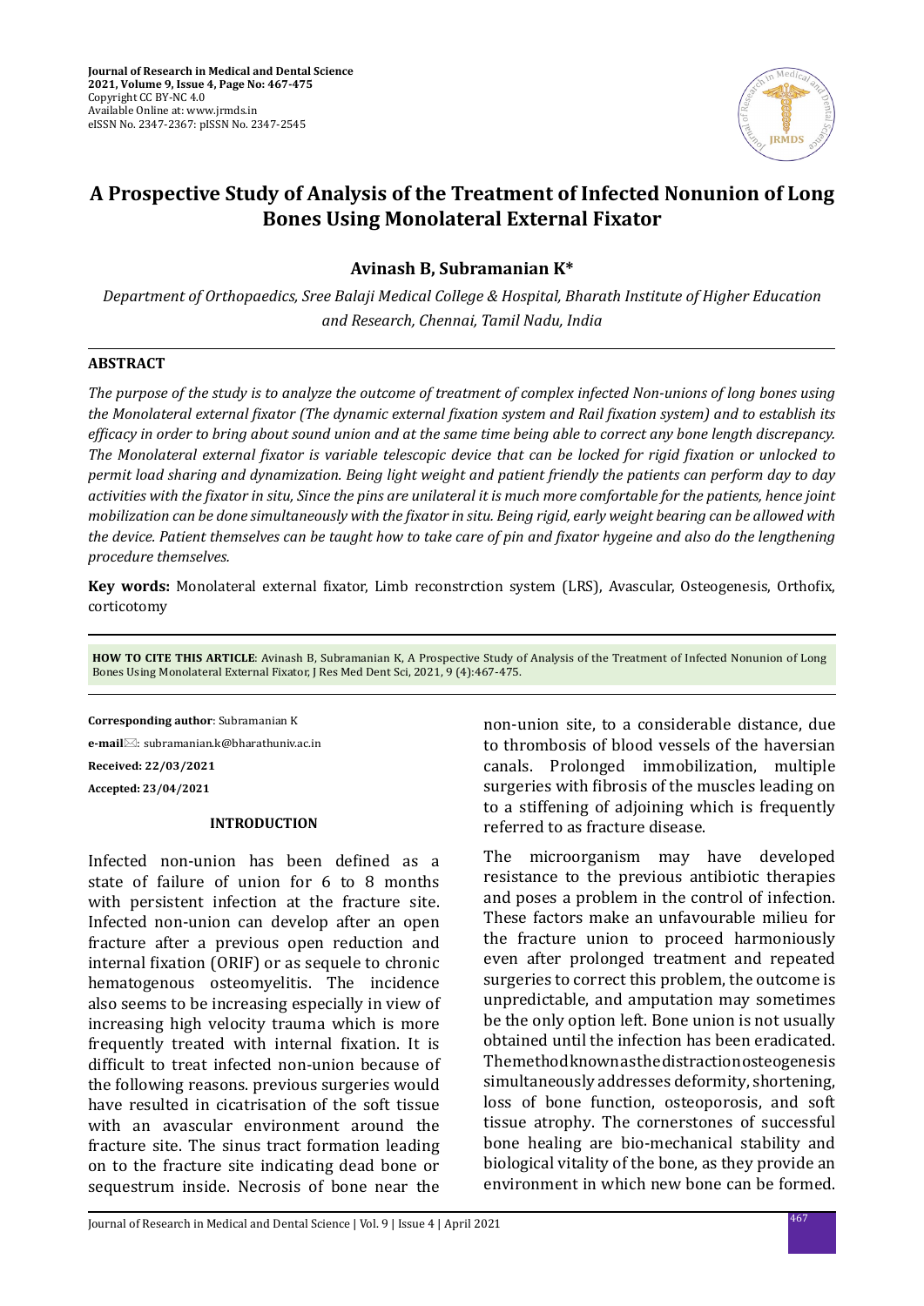# A Prospective Study of Analysis of the Treatment of Infected Nonunion of Long Bones Using Monolateral External Fixator

**Avinash B, Subramanian K***

*Department of Orthopaedics, Sree Balaji Medical College & Hospital, Bharath Institute of Higher Education and Research, Chennai, Tamil Nadu, India*

## ABSTRACT

*The purpose of the study is to analyze the outcome of treatment of complex infected Non-unions of long bones using the Monolateral external fixator (The dynamic external fixation system and Rail fixation system) and to establish its efficacy in order to bring about sound union and at the same time being able to correct any bone length discrepancy. The Monolateral external fixator is variable telescopic device that can be locked for rigid fixation or unlocked to permit load sharing and dynamization. Being light weight and patient friendly the patients can perform day to day activities with the fixator in situ, Since the pins are unilateral it is much more comfortable for the patients, hence joint mobilization can be done simultaneously with the fixator in situ. Being rigid, early weight bearing can be allowed with the device. Patient themselves can be taught how to take care of pin and fixator hygeine and also do the lengthening procedure themselves.*

**Key words:** Monolateral external fixator, Limb reconstrction system (LRS), Avascular, Osteogenesis, Orthofix, corticotomy

**HOW TO CITE THIS ARTICLE**: Avinash B, Subramanian K, A Prospective Study of Analysis of the Treatment of Infected Nonunion of Long Bones Using Monolateral External Fixator, J Res Med Dent Sci, 2021, 9 (4):467-475.

**Corresponding author**: Subramanian K

**e-mail**: subramanian.k@bharathuniv.ac.in

**Received: 22/03/2021**

**Accepted: 23/04/2021**

## INTRODUCTION

Infected non-union has been defined as a state of failure of union for 6 to 8 months with persistent infection at the fracture site. Infected non-union can develop after an open fracture after a previous open reduction and internal fixation (ORIF) or as sequele to chronic hematogenous osteomyelitis. The incidence also seems to be increasing especially in view of increasing high velocity trauma which is more frequently treated with internal fixation. It is difficult to treat infected non-union because of the following reasons. previous surgeries would have resulted in cicatrisation of the soft tissue with an avascular environment around the fracture site. The sinus tract formation leading on to the fracture site indicating dead bone or sequestrum inside. Necrosis of bone near the non-union site, to a considerable distance, due to thrombosis of blood vessels of the haversian canals. Prolonged immobilization, multiple surgeries with fibrosis of the muscles leading on to a stiffening of adjoining which is frequently referred to as fracture disease.

The microorganism may have developed resistance to the previous antibiotic therapies and poses a problem in the control of infection. These factors make an unfavourable milieu for the fracture union to proceed harmoniously even after prolonged treatment and repeated surgeries to correct this problem, the outcome is unpredictable, and amputation may sometimes be the only option left. Bone union is not usually obtained until the infection has been eradicated. The method known as the distraction osteogenesis simultaneously addresses deformity, shortening, loss of bone function, osteoporosis, and soft tissue atrophy. The cornerstones of successful bone healing are bio-mechanical stability and biological vitality of the bone, as they provide an environment in which new bone can be formed.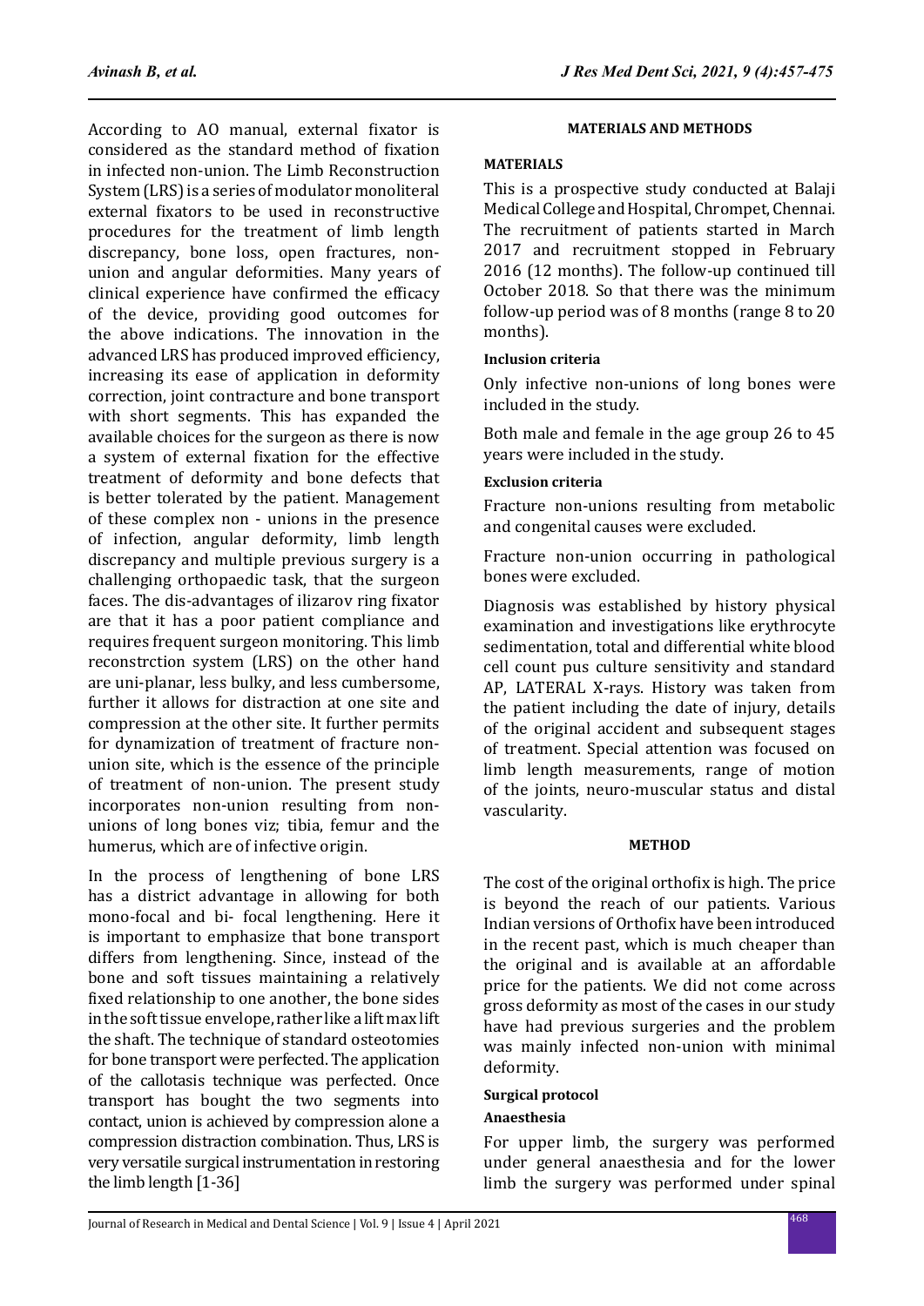According to AO manual, external fixator is considered as the standard method of fixation in infected non-union. The Limb Reconstruction System (LRS) is a series of modulator monoliteral external fixators to be used in reconstructive procedures for the treatment of limb length discrepancy, bone loss, open fractures, non-union and angular deformities. Many years of clinical experience have confirmed the efficacy of the device, providing good outcomes for the above indications. The innovation in the advanced LRS has produced improved efficiency, increasing its ease of application in deformity correction, joint contracture and bone transport with short segments. This has expanded the available choices for the surgeon as there is now a system of external fixation for the effective treatment of deformity and bone defects that is better tolerated by the patient. Management of these complex non - unions in the presence of infection, angular deformity, limb length discrepancy and multiple previous surgery is a challenging orthopaedic task, that the surgeon faces. The dis-advantages of ilizarov ring fixator are that it has a poor patient compliance and requires frequent surgeon monitoring. This limb reconstrction system (LRS) on the other hand are uni-planar, less bulky, and less cumbersome, further it allows for distraction at one site and compression at the other site. It further permits for dynamization of treatment of fracture non-union site, which is the essence of the principle of treatment of non-union. The present study incorporates non-union resulting from non-unions of long bones viz; tibia, femur and the humerus, which are of infective origin.

In the process of lengthening of bone LRS has a district advantage in allowing for both mono-focal and bi- focal lengthening. Here it is important to emphasize that bone transport differs from lengthening. Since, instead of the bone and soft tissues maintaining a relatively fixed relationship to one another, the bone sides in the soft tissue envelope, rather like a lift max lift the shaft. The technique of standard osteotomies for bone transport were perfected. The application of the callotasis technique was perfected. Once transport has bought the two segments into contact, union is achieved by compression alone a compression distraction combination. Thus, LRS is very versatile surgical instrumentation in restoring the limb length [1-36]

## MATERIALS AND METHODS

### MATERIALS

This is a prospective study conducted at Balaji Medical College and Hospital, Chrompet, Chennai. The recruitment of patients started in March 2017 and recruitment stopped in February 2016 (12 months). The follow-up continued till October 2018. So that there was the minimum follow-up period was of 8 months (range 8 to 20 months).

#### Inclusion criteria

Only infective non-unions of long bones were included in the study.

Both male and female in the age group 26 to 45 years were included in the study.

#### Exclusion criteria

Fracture non-unions resulting from metabolic and congenital causes were excluded.

Fracture non-union occurring in pathological bones were excluded.

Diagnosis was established by history physical examination and investigations like erythrocyte sedimentation, total and differential white blood cell count pus culture sensitivity and standard AP, LATERAL X-rays. History was taken from the patient including the date of injury, details of the original accident and subsequent stages of treatment. Special attention was focused on limb length measurements, range of motion of the joints, neuro-muscular status and distal vascularity.

### METHOD

The cost of the original orthofix is high. The price is beyond the reach of our patients. Various Indian versions of Orthofix have been introduced in the recent past, which is much cheaper than the original and is available at an affordable price for the patients. We did not come across gross deformity as most of the cases in our study have had previous surgeries and the problem was mainly infected non-union with minimal deformity.

#### Surgical protocol

#### Anaesthesia

For upper limb, the surgery was performed under general anaesthesia and for the lower limb the surgery was performed under spinal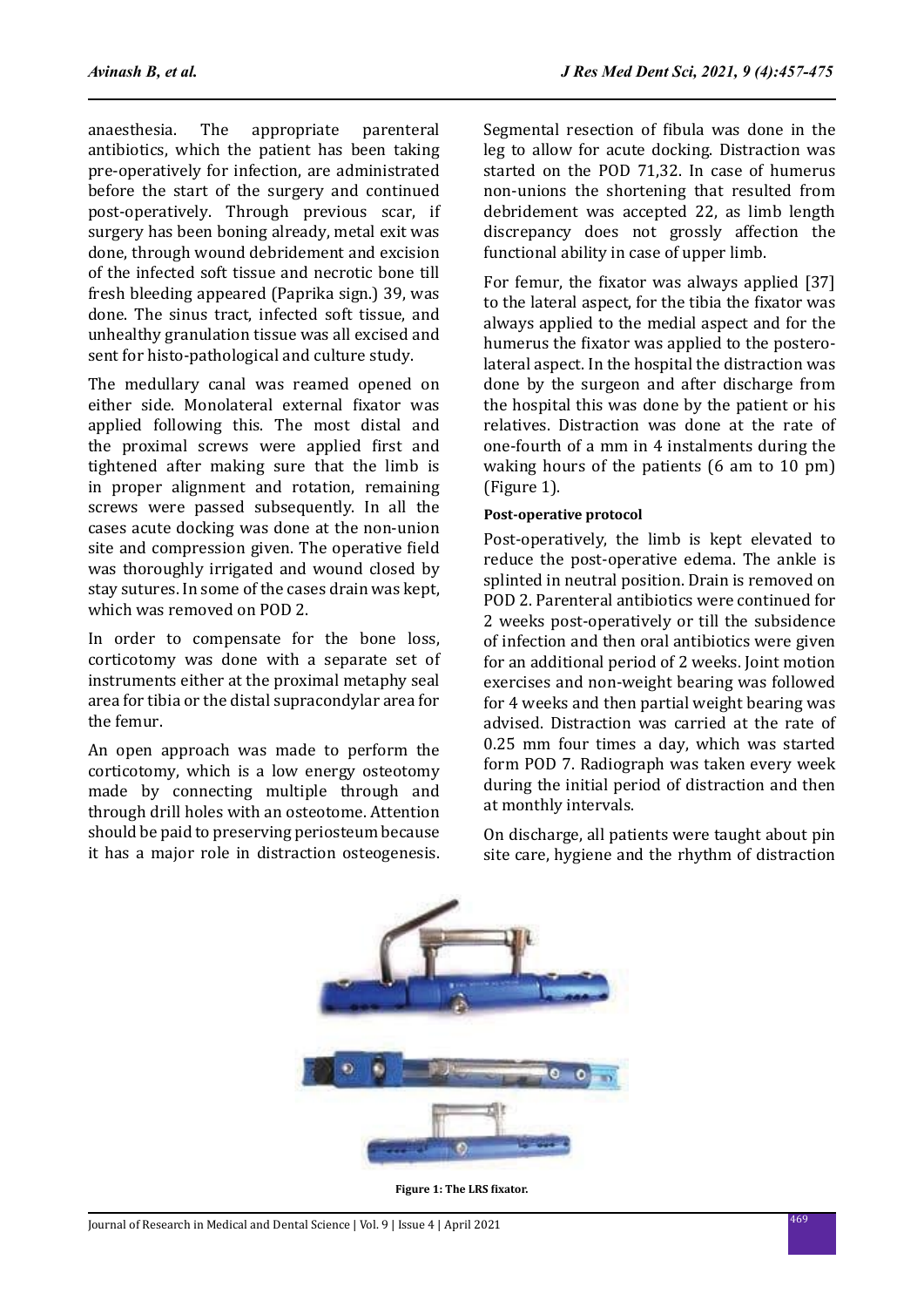anaesthesia. The appropriate parenteral antibiotics, which the patient has been taking pre-operatively for infection, are administrated before the start of the surgery and continued post-operatively. Through previous scar, if surgery has been boning already, metal exit was done, through wound debridement and excision of the infected soft tissue and necrotic bone till fresh bleeding appeared (Paprika sign.) 39, was done. The sinus tract, infected soft tissue, and unhealthy granulation tissue was all excised and sent for histo-pathological and culture study.

The medullary canal was reamed opened on either side. Monolateral external fixator was applied following this. The most distal and the proximal screws were applied first and tightened after making sure that the limb is in proper alignment and rotation, remaining screws were passed subsequently. In all the cases acute docking was done at the non-union site and compression given. The operative field was thoroughly irrigated and wound closed by stay sutures. In some of the cases drain was kept, which was removed on POD 2.

In order to compensate for the bone loss, corticotomy was done with a separate set of instruments either at the proximal metaphy seal area for tibia or the distal supracondylar area for the femur.

An open approach was made to perform the corticotomy, which is a low energy osteotomy made by connecting multiple through and through drill holes with an osteotome. Attention should be paid to preserving periosteum because it has a major role in distraction osteogenesis. Segmental resection of fibula was done in the leg to allow for acute docking. Distraction was started on the POD 71,32. In case of humerus non-unions the shortening that resulted from debridement was accepted 22, as limb length discrepancy does not grossly affection the functional ability in case of upper limb.

For femur, the fixator was always applied [37] to the lateral aspect, for the tibia the fixator was always applied to the medial aspect and for the humerus the fixator was applied to the postero-lateral aspect. In the hospital the distraction was done by the surgeon and after discharge from the hospital this was done by the patient or his relatives. Distraction was done at the rate of one-fourth of a mm in 4 instalments during the waking hours of the patients (6 am to 10 pm) (Figure 1).

#### Post-operative protocol

Post-operatively, the limb is kept elevated to reduce the post-operative edema. The ankle is splinted in neutral position. Drain is removed on POD 2. Parenteral antibiotics were continued for 2 weeks post-operatively or till the subsidence of infection and then oral antibiotics were given for an additional period of 2 weeks. Joint motion exercises and non-weight bearing was followed for 4 weeks and then partial weight bearing was advised. Distraction was carried at the rate of 0.25 mm four times a day, which was started form POD 7. Radiograph was taken every week during the initial period of distraction and then at monthly intervals.

On discharge, all patients were taught about pin site care, hygiene and the rhythm of distraction

**Figure 1: The LRS fixator.**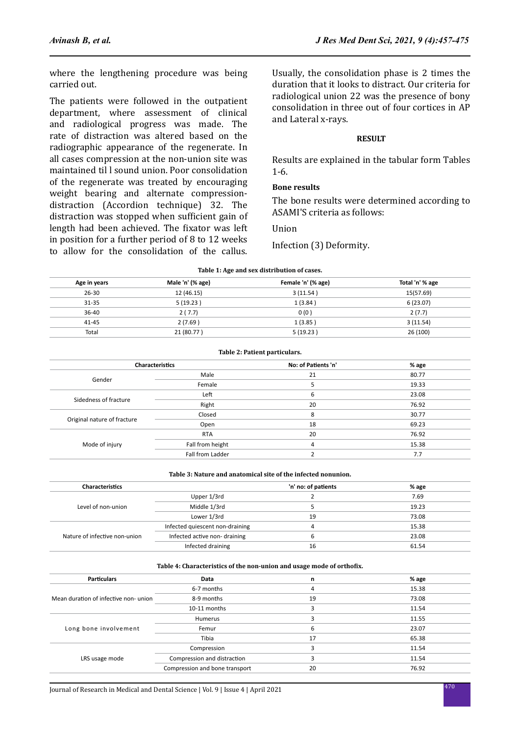where the lengthening procedure was being carried out.

The patients were followed in the outpatient department, where assessment of clinical and radiological progress was made. The rate of distraction was altered based on the radiographic appearance of the regenerate. In all cases compression at the non-union site was maintained til l sound union. Poor consolidation of the regenerate was treated by encouraging weight bearing and alternate compression-distraction (Accordion technique) 32. The distraction was stopped when sufficient gain of length had been achieved. The fixator was left in position for a further period of 8 to 12 weeks to allow for the consolidation of the callus. Usually, the consolidation phase is 2 times the duration that it looks to distract. Our criteria for radiological union 22 was the presence of bony consolidation in three out of four cortices in AP and Lateral x-rays.

## RESULT

Results are explained in the tabular form Tables 1-6.

### Bone results

The bone results were determined according to ASAMI'S criteria as follows:

Union

Infection (3) Deformity.

**Table 1: Age and sex distribution of cases.**

| Age in years | Male 'n' (% age) | Female 'n' (% age) | Total 'n' % age |
|---|---|---|---|
| 26-30 | 12 (46.15) | 3 (11.54 ) | 15(57.69) |
| 31-35 | 5 (19.23 ) | 1 (3.84 ) | 6 (23.07) |
| 36-40 | 2 ( 7.7) | 0 (0 ) | 2 (7.7) |
| 41-45 | 2 (7.69 ) | 1 (3.85 ) | 3 (11.54) |
| Total | 21 (80.77 ) | 5 (19.23 ) | 26 (100) |

**Table 2: Patient particulars.**

| Characteristics | | No: of Patients 'n' | % age |
|---|---|---|---|
| Gender | Male | 21 | 80.77 |
| | Female | 5 | 19.33 |
| Sidedness of fracture | Left | 6 | 23.08 |
| | Right | 20 | 76.92 |
| Original nature of fracture | Closed | 8 | 30.77 |
| | Open | 18 | 69.23 |
| Mode of injury | RTA | 20 | 76.92 |
| | Fall from height | 4 | 15.38 |
| | Fall from Ladder | 2 | 7.7 |

**Table 3: Nature and anatomical site of the infected nonunion.**

| Characteristics | | 'n' no: of patients | % age |
|---|---|---|---|
| Level of non-union | Upper 1/3rd | 2 | 7.69 |
| | Middle 1/3rd | 5 | 19.23 |
| | Lower 1/3rd | 19 | 73.08 |
| Nature of infective non-union | Infected quiescent non-draining | 4 | 15.38 |
| | Infected active non- draining | 6 | 23.08 |
| | Infected draining | 16 | 61.54 |

**Table 4: Characteristics of the non-union and usage mode of orthofix.**

| Particulars | Data | n | % age |
|---|---|---|---|
| Mean duration of infective non- union | 6-7 months | 4 | 15.38 |
| | 8-9 months | 19 | 73.08 |
| | 10-11 months | 3 | 11.54 |
| Long bone involvement | Humerus | 3 | 11.55 |
| | Femur | 6 | 23.07 |
| | Tibia | 17 | 65.38 |
| LRS usage mode | Compression | 3 | 11.54 |
| | Compression and distraction | 3 | 11.54 |
| | Compression and bone transport | 20 | 76.92 |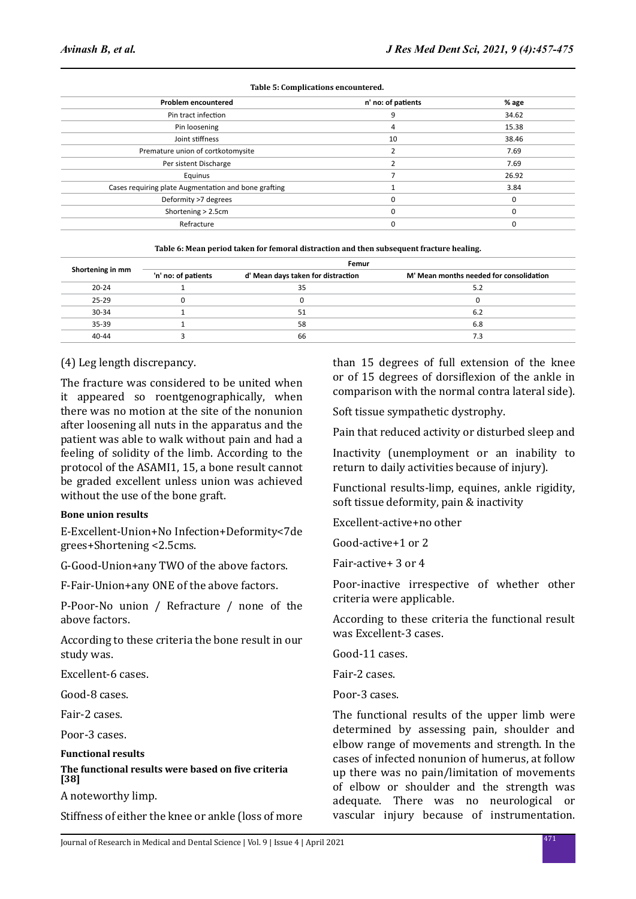**Table 5: Complications encountered.**

| Problem encountered | n' no: of patients | % age |
|---|---|---|
| Pin tract infection | 9 | 34.62 |
| Pin loosening | 4 | 15.38 |
| Joint stiffness | 10 | 38.46 |
| Premature union of cortkotomysite | 2 | 7.69 |
| Per sistent Discharge | 2 | 7.69 |
| Equinus | 7 | 26.92 |
| Cases requiring plate Augmentation and bone grafting | 1 | 3.84 |
| Deformity >7 degrees | 0 | 0 |
| Shortening > 2.5cm | 0 | 0 |
| Refracture | 0 | 0 |

**Table 6: Mean period taken for femoral distraction and then subsequent fracture healing.**

| Shortening in mm | Femur | | |
|---|---|---|---|
| | 'n' no: of patients | d' Mean days taken for distraction | M' Mean months needed for consolidation |
| 20-24 | 1 | 35 | 5.2 |
| 25-29 | 0 | 0 | 0 |
| 30-34 | 1 | 51 | 6.2 |
| 35-39 | 1 | 58 | 6.8 |
| 40-44 | 3 | 66 | 7.3 |

(4) Leg length discrepancy.

The fracture was considered to be united when it appeared so roentgenographically, when there was no motion at the site of the nonunion after loosening all nuts in the apparatus and the patient was able to walk without pain and had a feeling of solidity of the limb. According to the protocol of the ASAMI1, 15, a bone result cannot be graded excellent unless union was achieved without the use of the bone graft.

**Bone union results**

E-Excellent-Union+No Infection+Deformity<7degrees+Shortening <2.5cms.

G-Good-Union+any TWO of the above factors.

F-Fair-Union+any ONE of the above factors.

P-Poor-No union / Refracture / none of the above factors.

According to these criteria the bone result in our study was.

Excellent-6 cases.

Good-8 cases.

Fair-2 cases.

Poor-3 cases.

**Functional results**

**The functional results were based on five criteria [38]**

A noteworthy limp.

Stiffness of either the knee or ankle (loss of more than 15 degrees of full extension of the knee or of 15 degrees of dorsiflexion of the ankle in comparison with the normal contra lateral side).

Soft tissue sympathetic dystrophy.

Pain that reduced activity or disturbed sleep and

Inactivity (unemployment or an inability to return to daily activities because of injury).

Functional results-limp, equines, ankle rigidity, soft tissue deformity, pain & inactivity

Excellent-active+no other

Good-active+1 or 2

Fair-active+ 3 or 4

Poor-inactive irrespective of whether other criteria were applicable.

According to these criteria the functional result was Excellent-3 cases.

Good-11 cases.

Fair-2 cases.

Poor-3 cases.

The functional results of the upper limb were determined by assessing pain, shoulder and elbow range of movements and strength. In the cases of infected nonunion of humerus, at follow up there was no pain/limitation of movements of elbow or shoulder and the strength was adequate. There was no neurological or vascular injury because of instrumentation.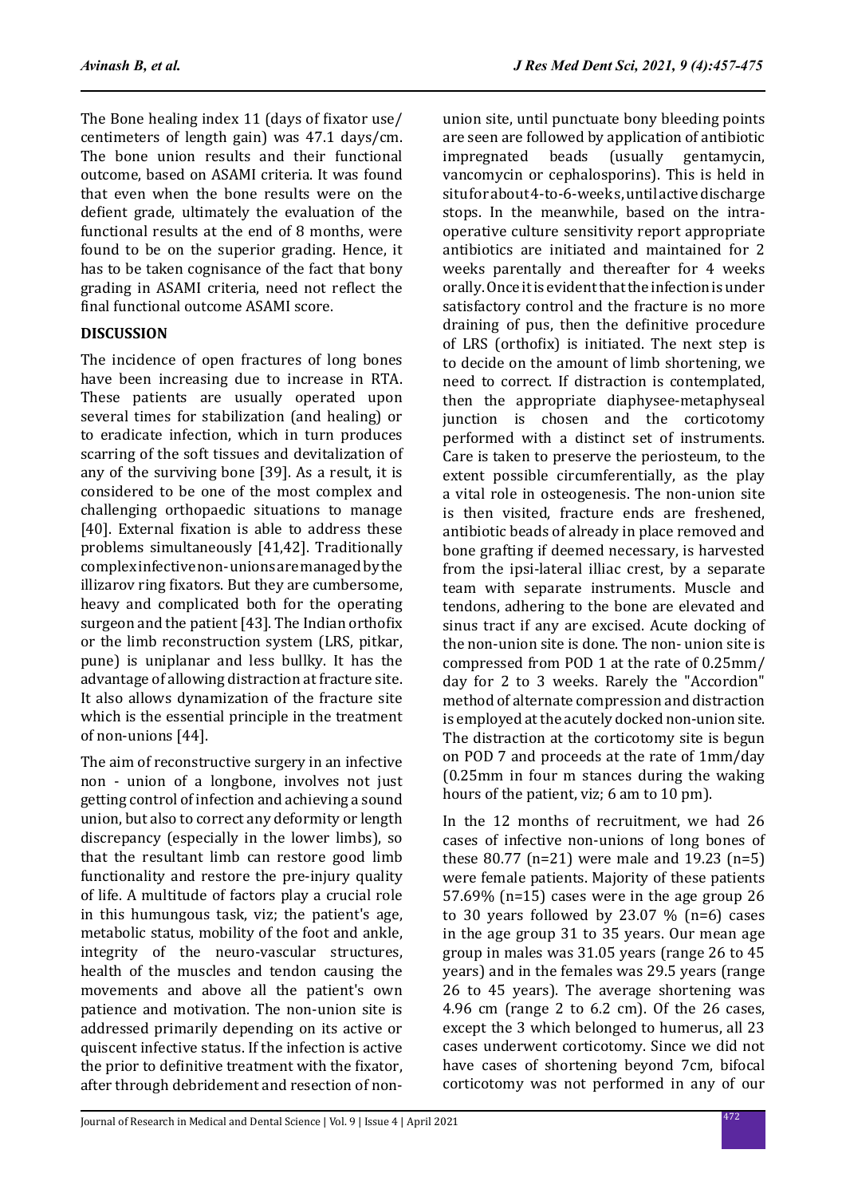The Bone healing index 11 (days of fixator use/ centimeters of length gain) was 47.1 days/cm. The bone union results and their functional outcome, based on ASAMI criteria. It was found that even when the bone results were on the defient grade, ultimately the evaluation of the functional results at the end of 8 months, were found to be on the superior grading. Hence, it has to be taken cognisance of the fact that bony grading in ASAMI criteria, need not reflect the final functional outcome ASAMI score.

## DISCUSSION

The incidence of open fractures of long bones have been increasing due to increase in RTA. These patients are usually operated upon several times for stabilization (and healing) or to eradicate infection, which in turn produces scarring of the soft tissues and devitalization of any of the surviving bone [39]. As a result, it is considered to be one of the most complex and challenging orthopaedic situations to manage [40]. External fixation is able to address these problems simultaneously [41,42]. Traditionally complex infective non-unions are managed by the illizarov ring fixators. But they are cumbersome, heavy and complicated both for the operating surgeon and the patient [43]. The Indian orthofix or the limb reconstruction system (LRS, pitkar, pune) is uniplanar and less bullky. It has the advantage of allowing distraction at fracture site. It also allows dynamization of the fracture site which is the essential principle in the treatment of non-unions [44].

The aim of reconstructive surgery in an infective non - union of a longbone, involves not just getting control of infection and achieving a sound union, but also to correct any deformity or length discrepancy (especially in the lower limbs), so that the resultant limb can restore good limb functionality and restore the pre-injury quality of life. A multitude of factors play a crucial role in this humungous task, viz; the patient's age, metabolic status, mobility of the foot and ankle, integrity of the neuro-vascular structures, health of the muscles and tendon causing the movements and above all the patient's own patience and motivation. The non-union site is addressed primarily depending on its active or quiscent infective status. If the infection is active the prior to definitive treatment with the fixator, after through debridement and resection of non-union site, until punctuate bony bleeding points are seen are followed by application of antibiotic impregnated beads (usually gentamycin, vancomycin or cephalosporins). This is held in situ for about 4-to-6-weeks, until active discharge stops. In the meanwhile, based on the intra-operative culture sensitivity report appropriate antibiotics are initiated and maintained for 2 weeks parentally and thereafter for 4 weeks orally. Once it is evident that the infection is under satisfactory control and the fracture is no more draining of pus, then the definitive procedure of LRS (orthofix) is initiated. The next step is to decide on the amount of limb shortening, we need to correct. If distraction is contemplated, then the appropriate diaphysee-metaphyseal junction is chosen and the corticotomy performed with a distinct set of instruments. Care is taken to preserve the periosteum, to the extent possible circumferentially, as the play a vital role in osteogenesis. The non-union site is then visited, fracture ends are freshened, antibiotic beads of already in place removed and bone grafting if deemed necessary, is harvested from the ipsi-lateral illiac crest, by a separate team with separate instruments. Muscle and tendons, adhering to the bone are elevated and sinus tract if any are excised. Acute docking of the non-union site is done. The non- union site is compressed from POD 1 at the rate of 0.25mm/ day for 2 to 3 weeks. Rarely the "Accordion" method of alternate compression and distraction is employed at the acutely docked non-union site. The distraction at the corticotomy site is begun on POD 7 and proceeds at the rate of 1mm/day (0.25mm in four m stances during the waking hours of the patient, viz; 6 am to 10 pm).

In the 12 months of recruitment, we had 26 cases of infective non-unions of long bones of these 80.77 (n=21) were male and 19.23 (n=5) were female patients. Majority of these patients 57.69% (n=15) cases were in the age group 26 to 30 years followed by 23.07 % (n=6) cases in the age group 31 to 35 years. Our mean age group in males was 31.05 years (range 26 to 45 years) and in the females was 29.5 years (range 26 to 45 years). The average shortening was 4.96 cm (range 2 to 6.2 cm). Of the 26 cases, except the 3 which belonged to humerus, all 23 cases underwent corticotomy. Since we did not have cases of shortening beyond 7cm, bifocal corticotomy was not performed in any of our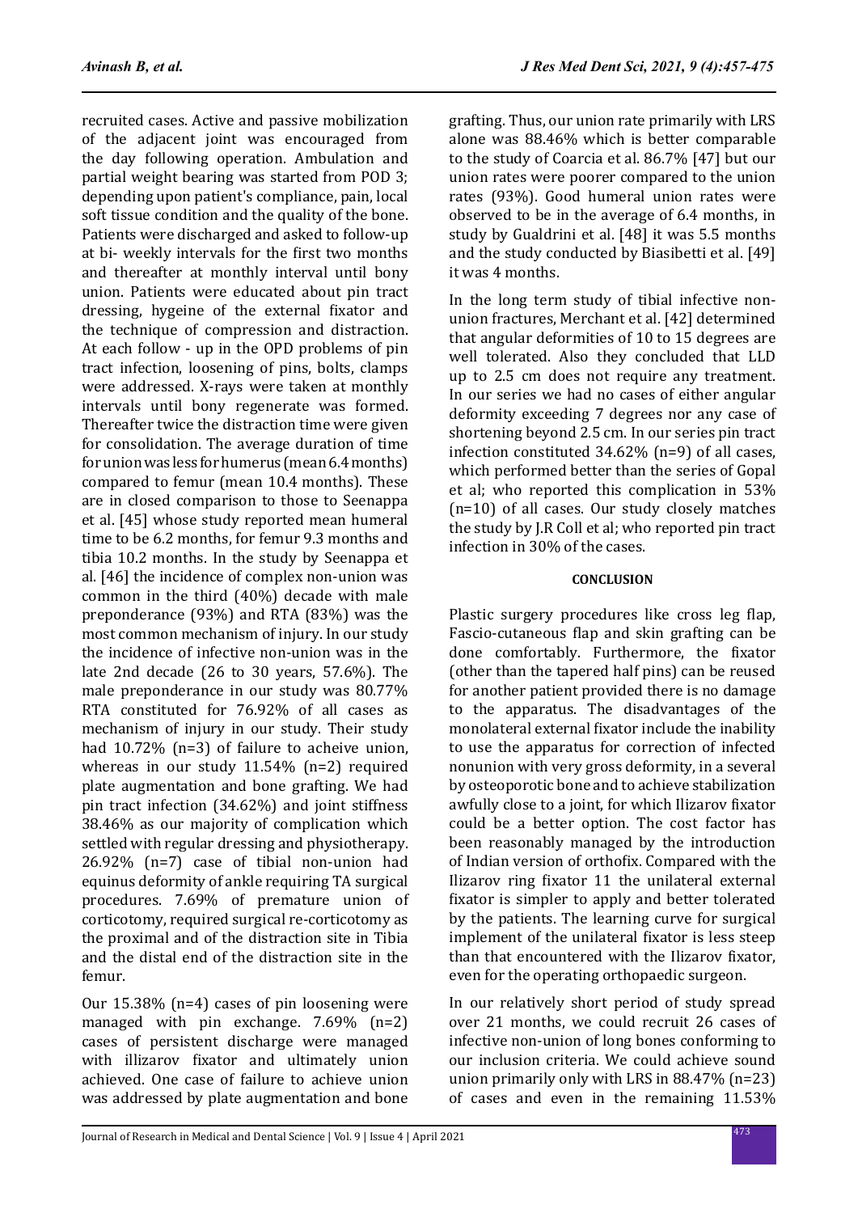recruited cases. Active and passive mobilization of the adjacent joint was encouraged from the day following operation. Ambulation and partial weight bearing was started from POD 3; depending upon patient's compliance, pain, local soft tissue condition and the quality of the bone. Patients were discharged and asked to follow-up at bi- weekly intervals for the first two months and thereafter at monthly interval until bony union. Patients were educated about pin tract dressing, hygeine of the external fixator and the technique of compression and distraction. At each follow - up in the OPD problems of pin tract infection, loosening of pins, bolts, clamps were addressed. X-rays were taken at monthly intervals until bony regenerate was formed. Thereafter twice the distraction time were given for consolidation. The average duration of time for union was less for humerus (mean 6.4 months) compared to femur (mean 10.4 months). These are in closed comparison to those to Seenappa et al. [45] whose study reported mean humeral time to be 6.2 months, for femur 9.3 months and tibia 10.2 months. In the study by Seenappa et al. [46] the incidence of complex non-union was common in the third (40%) decade with male preponderance (93%) and RTA (83%) was the most common mechanism of injury. In our study the incidence of infective non-union was in the late 2nd decade (26 to 30 years, 57.6%). The male preponderance in our study was 80.77% RTA constituted for 76.92% of all cases as mechanism of injury in our study. Their study had 10.72% (n=3) of failure to acheive union, whereas in our study 11.54% (n=2) required plate augmentation and bone grafting. We had pin tract infection (34.62%) and joint stiffness 38.46% as our majority of complication which settled with regular dressing and physiotherapy. 26.92% (n=7) case of tibial non-union had equinus deformity of ankle requiring TA surgical procedures. 7.69% of premature union of corticotomy, required surgical re-corticotomy as the proximal and of the distraction site in Tibia and the distal end of the distraction site in the femur.

Our 15.38% (n=4) cases of pin loosening were managed with pin exchange. 7.69% (n=2) cases of persistent discharge were managed with illizarov fixator and ultimately union achieved. One case of failure to achieve union was addressed by plate augmentation and bone grafting. Thus, our union rate primarily with LRS alone was 88.46% which is better comparable to the study of Coarcia et al. 86.7% [47] but our union rates were poorer compared to the union rates (93%). Good humeral union rates were observed to be in the average of 6.4 months, in study by Gualdrini et al. [48] it was 5.5 months and the study conducted by Biasibetti et al. [49] it was 4 months.

In the long term study of tibial infective non-union fractures, Merchant et al. [42] determined that angular deformities of 10 to 15 degrees are well tolerated. Also they concluded that LLD up to 2.5 cm does not require any treatment. In our series we had no cases of either angular deformity exceeding 7 degrees nor any case of shortening beyond 2.5 cm. In our series pin tract infection constituted 34.62% (n=9) of all cases, which performed better than the series of Gopal et al; who reported this complication in 53% (n=10) of all cases. Our study closely matches the study by J.R Coll et al; who reported pin tract infection in 30% of the cases.

## CONCLUSION

Plastic surgery procedures like cross leg flap, Fascio-cutaneous flap and skin grafting can be done comfortably. Furthermore, the fixator (other than the tapered half pins) can be reused for another patient provided there is no damage to the apparatus. The disadvantages of the monolateral external fixator include the inability to use the apparatus for correction of infected nonunion with very gross deformity, in a several by osteoporotic bone and to achieve stabilization awfully close to a joint, for which Ilizarov fixator could be a better option. The cost factor has been reasonably managed by the introduction of Indian version of orthofix. Compared with the Ilizarov ring fixator 11 the unilateral external fixator is simpler to apply and better tolerated by the patients. The learning curve for surgical implement of the unilateral fixator is less steep than that encountered with the Ilizarov fixator, even for the operating orthopaedic surgeon.

In our relatively short period of study spread over 21 months, we could recruit 26 cases of infective non-union of long bones conforming to our inclusion criteria. We could achieve sound union primarily only with LRS in 88.47% (n=23) of cases and even in the remaining 11.53%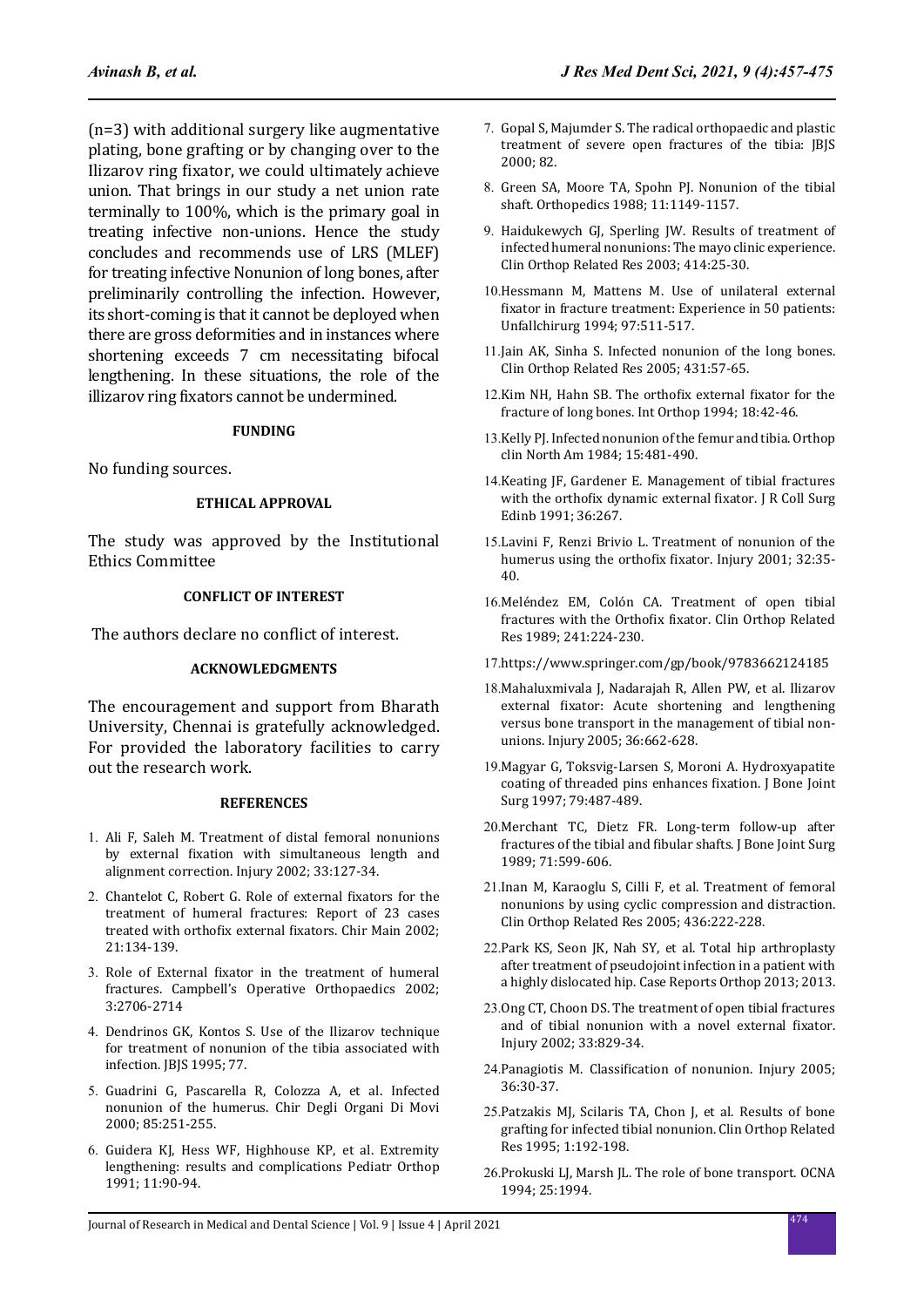(n=3) with additional surgery like augmentative plating, bone grafting or by changing over to the Ilizarov ring fixator, we could ultimately achieve union. That brings in our study a net union rate terminally to 100%, which is the primary goal in treating infective non-unions. Hence the study concludes and recommends use of LRS (MLEF) for treating infective Nonunion of long bones, after preliminarily controlling the infection. However, its short-coming is that it cannot be deployed when there are gross deformities and in instances where shortening exceeds 7 cm necessitating bifocal lengthening. In these situations, the role of the illizarov ring fixators cannot be undermined.

#### FUNDING

No funding sources.

#### ETHICAL APPROVAL

The study was approved by the Institutional Ethics Committee

#### CONFLICT OF INTEREST

The authors declare no conflict of interest.

#### ACKNOWLEDGMENTS

The encouragement and support from Bharath University, Chennai is gratefully acknowledged. For provided the laboratory facilities to carry out the research work.

#### REFERENCES

1. Ali F, Saleh M. Treatment of distal femoral nonunions by external fixation with simultaneous length and alignment correction. Injury 2002; 33:127-34.
2. Chantelot C, Robert G. Role of external fixators for the treatment of humeral fractures: Report of 23 cases treated with orthofix external fixators. Chir Main 2002; 21:134-139.
3. Role of External fixator in the treatment of humeral fractures. Campbell's Operative Orthopaedics 2002; 3:2706-2714
4. Dendrinos GK, Kontos S. Use of the Ilizarov technique for treatment of nonunion of the tibia associated with infection. JBJS 1995; 77.
5. Guadrini G, Pascarella R, Colozza A, et al. Infected nonunion of the humerus. Chir Degli Organi Di Movi 2000; 85:251-255.
6. Guidera KJ, Hess WF, Highhouse KP, et al. Extremity lengthening: results and complications Pediatr Orthop 1991; 11:90-94.
7. Gopal S, Majumder S. The radical orthopaedic and plastic treatment of severe open fractures of the tibia: JBJS 2000; 82.
8. Green SA, Moore TA, Spohn PJ. Nonunion of the tibial shaft. Orthopedics 1988; 11:1149-1157.
9. Haidukewych GJ, Sperling JW. Results of treatment of infected humeral nonunions: The mayo clinic experience. Clin Orthop Related Res 2003; 414:25-30.
10. Hessmann M, Mattens M. Use of unilateral external fixator in fracture treatment: Experience in 50 patients: Unfallchirurg 1994; 97:511-517.
11. Jain AK, Sinha S. Infected nonunion of the long bones. Clin Orthop Related Res 2005; 431:57-65.
12. Kim NH, Hahn SB. The orthofix external fixator for the fracture of long bones. Int Orthop 1994; 18:42-46.
13. Kelly PJ. Infected nonunion of the femur and tibia. Orthop clin North Am 1984; 15:481-490.
14. Keating JF, Gardener E. Management of tibial fractures with the orthofix dynamic external fixator. J R Coll Surg Edinb 1991; 36:267.
15. Lavini F, Renzi Brivio L. Treatment of nonunion of the humerus using the orthofix fixator. Injury 2001; 32:35-40.
16. Meléndez EM, Colón CA. Treatment of open tibial fractures with the Orthofix fixator. Clin Orthop Related Res 1989; 241:224-230.
17. https://www.springer.com/gp/book/9783662124185
18. Mahaluxmivala J, Nadarajah R, Allen PW, et al. Ilizarov external fixator: Acute shortening and lengthening versus bone transport in the management of tibial non-unions. Injury 2005; 36:662-628.
19. Magyar G, Toksvig-Larsen S, Moroni A. Hydroxyapatite coating of threaded pins enhances fixation. J Bone Joint Surg 1997; 79:487-489.
20. Merchant TC, Dietz FR. Long-term follow-up after fractures of the tibial and fibular shafts. J Bone Joint Surg 1989; 71:599-606.
21. Inan M, Karaoglu S, Cilli F, et al. Treatment of femoral nonunions by using cyclic compression and distraction. Clin Orthop Related Res 2005; 436:222-228.
22. Park KS, Seon JK, Nah SY, et al. Total hip arthroplasty after treatment of pseudojoint infection in a patient with a highly dislocated hip. Case Reports Orthop 2013; 2013.
23. Ong CT, Choon DS. The treatment of open tibial fractures and of tibial nonunion with a novel external fixator. Injury 2002; 33:829-34.
24. Panagiotis M. Classification of nonunion. Injury 2005; 36:30-37.
25. Patzakis MJ, Scilaris TA, Chon J, et al. Results of bone grafting for infected tibial nonunion. Clin Orthop Related Res 1995; 1:192-198.
26. Prokuski LJ, Marsh JL. The role of bone transport. OCNA 1994; 25:1994.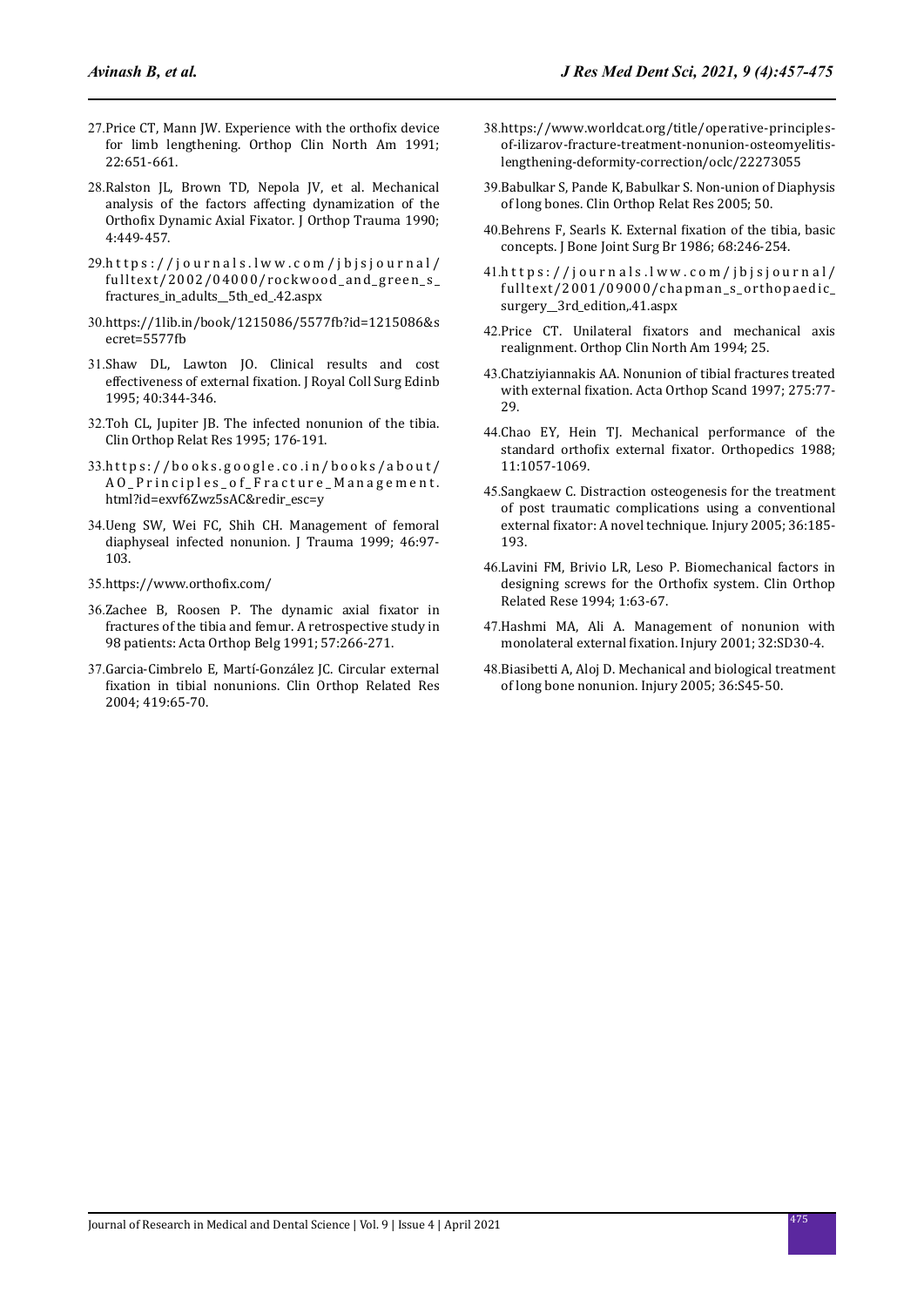27. Price CT, Mann JW. Experience with the orthofix device for limb lengthening. Orthop Clin North Am 1991; 22:651-661.

28. Ralston JL, Brown TD, Nepola JV, et al. Mechanical analysis of the factors affecting dynamization of the Orthofix Dynamic Axial Fixator. J Orthop Trauma 1990; 4:449-457.

29. https://journals.lww.com/jbjsjournal/fulltext/2002/04000/rockwood_and_green_s_fractures_in_adults__5th_ed_.42.aspx

30. https://1lib.in/book/1215086/5577fb?id=1215086&secret=5577fb

31. Shaw DL, Lawton JO. Clinical results and cost effectiveness of external fixation. J Royal Coll Surg Edinb 1995; 40:344-346.

32. Toh CL, Jupiter JB. The infected nonunion of the tibia. Clin Orthop Relat Res 1995; 176-191.

33. https://books.google.co.in/books/about/AO_Principles_of_Fracture_Management.html?id=exvf6Zwz5sAC&redir_esc=y

34. Ueng SW, Wei FC, Shih CH. Management of femoral diaphyseal infected nonunion. J Trauma 1999; 46:97-103.

35. https://www.orthofix.com/

36. Zachee B, Roosen P. The dynamic axial fixator in fractures of the tibia and femur. A retrospective study in 98 patients: Acta Orthop Belg 1991; 57:266-271.

37. Garcia-Cimbrelo E, Martí-González JC. Circular external fixation in tibial nonunions. Clin Orthop Related Res 2004; 419:65-70.

38. https://www.worldcat.org/title/operative-principles-of-ilizarov-fracture-treatment-nonunion-osteomyelitis-lengthening-deformity-correction/oclc/22273055

39. Babulkar S, Pande K, Babulkar S. Non-union of Diaphysis of long bones. Clin Orthop Relat Res 2005; 50.

40. Behrens F, Searls K. External fixation of the tibia, basic concepts. J Bone Joint Surg Br 1986; 68:246-254.

41. https://journals.lww.com/jbjsjournal/fulltext/2001/09000/chapman_s_orthopaedic_surgery__3rd_edition,.41.aspx

42. Price CT. Unilateral fixators and mechanical axis realignment. Orthop Clin North Am 1994; 25.

43. Chatziyiannakis AA. Nonunion of tibial fractures treated with external fixation. Acta Orthop Scand 1997; 275:77-29.

44. Chao EY, Hein TJ. Mechanical performance of the standard orthofix external fixator. Orthopedics 1988; 11:1057-1069.

45. Sangkaew C. Distraction osteogenesis for the treatment of post traumatic complications using a conventional external fixator: A novel technique. Injury 2005; 36:185-193.

46. Lavini FM, Brivio LR, Leso P. Biomechanical factors in designing screws for the Orthofix system. Clin Orthop Related Rese 1994; 1:63-67.

47. Hashmi MA, Ali A. Management of nonunion with monolateral external fixation. Injury 2001; 32:SD30-4.

48. Biasibetti A, Aloj D. Mechanical and biological treatment of long bone nonunion. Injury 2005; 36:S45-50.